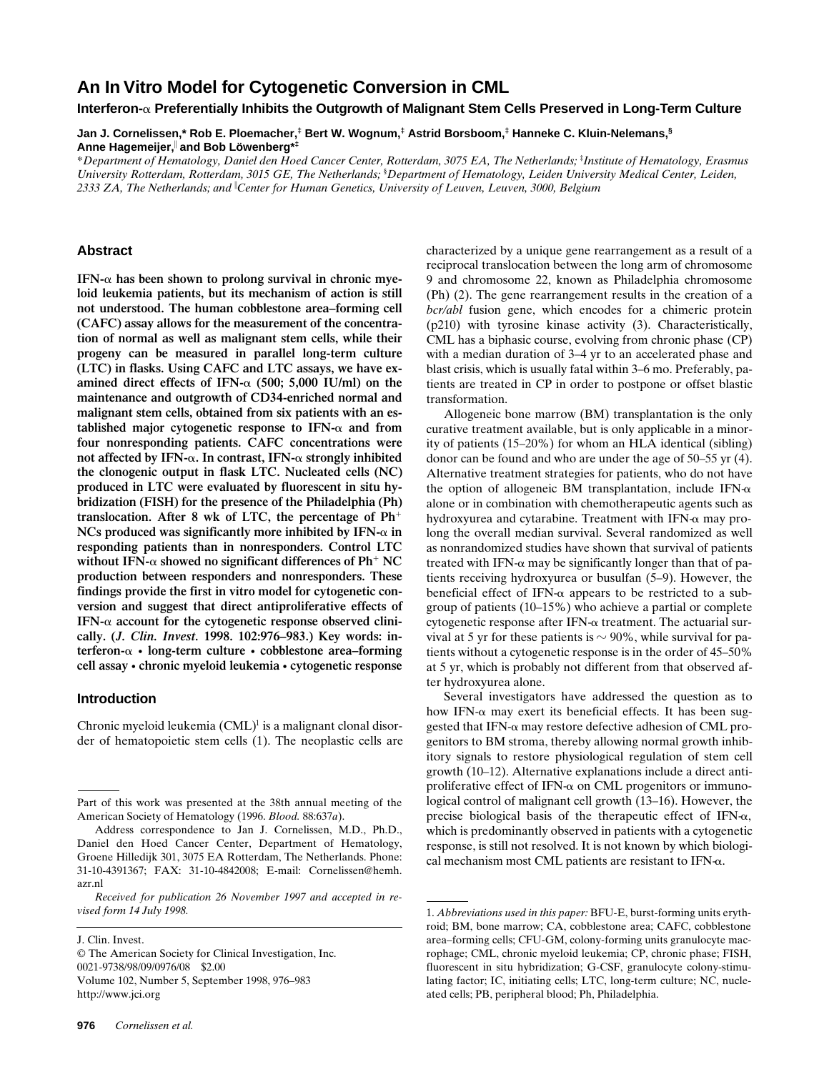# An In Vitro Model for Cytogenetic Conversion in CML

### Interferon-α Preferentially Inhibits the Outgrowth of Malignant Stem Cells Preserved in Long-Term Culture

**Jan J. Cornelissen,\* Rob E. Ploemacher,[‡] Bert W. Wognum,[‡] Astrid Borsboom,[‡] Hanneke C. Kluin-Nelemans,[§] Anne Hagemeijer,[‖] and Bob Löwenberg\*[‡]**

\*Department of Hematology, Daniel den Hoed Cancer Center, Rotterdam, 3075 EA, The Netherlands; [‡]Institute of Hematology, Erasmus University Rotterdam, Rotterdam, 3015 GE, The Netherlands; [§]Department of Hematology, Leiden University Medical Center, Leiden, 2333 ZA, The Netherlands; and [‖]Center for Human Genetics, University of Leuven, Leuven, 3000, Belgium

## Abstract

**IFN-α has been shown to prolong survival in chronic myeloid leukemia patients, but its mechanism of action is still not understood. The human cobblestone area–forming cell (CAFC) assay allows for the measurement of the concentration of normal as well as malignant stem cells, while their progeny can be measured in parallel long-term culture (LTC) in flasks. Using CAFC and LTC assays, we have examined direct effects of IFN-α (500; 5,000 IU/ml) on the maintenance and outgrowth of CD34-enriched normal and malignant stem cells, obtained from six patients with an established major cytogenetic response to IFN-α and from four nonresponding patients. CAFC concentrations were not affected by IFN-α. In contrast, IFN-α strongly inhibited the clonogenic output in flask LTC. Nucleated cells (NC) produced in LTC were evaluated by fluorescent in situ hybridization (FISH) for the presence of the Philadelphia (Ph) translocation. After 8 wk of LTC, the percentage of Ph$^+$ NCs produced was significantly more inhibited by IFN-α in responding patients than in nonresponders. Control LTC without IFN-α showed no significant differences of Ph$^+$ NC production between responders and nonresponders. These findings provide the first in vitro model for cytogenetic conversion and suggest that direct antiproliferative effects of IFN-α account for the cytogenetic response observed clinically. (*J. Clin. Invest.* 1998. 102:976–983.) Key words: interferon-α • long-term culture • cobblestone area–forming cell assay • chronic myeloid leukemia • cytogenetic response**

## Introduction

Chronic myeloid leukemia (CML)[1] is a malignant clonal disorder of hematopoietic stem cells (1). The neoplastic cells are characterized by a unique gene rearrangement as a result of a reciprocal translocation between the long arm of chromosome 9 and chromosome 22, known as Philadelphia chromosome (Ph) (2). The gene rearrangement results in the creation of a *bcr/abl* fusion gene, which encodes for a chimeric protein (p210) with tyrosine kinase activity (3). Characteristically, CML has a biphasic course, evolving from chronic phase (CP) with a median duration of 3–4 yr to an accelerated phase and blast crisis, which is usually fatal within 3–6 mo. Preferably, patients are treated in CP in order to postpone or offset blastic transformation.

Allogeneic bone marrow (BM) transplantation is the only curative treatment available, but is only applicable in a minority of patients (15–20%) for whom an HLA identical (sibling) donor can be found and who are under the age of 50–55 yr (4). Alternative treatment strategies for patients, who do not have the option of allogeneic BM transplantation, include IFN-α alone or in combination with chemotherapeutic agents such as hydroxyurea and cytarabine. Treatment with IFN-α may prolong the overall median survival. Several randomized as well as nonrandomized studies have shown that survival of patients treated with IFN-α may be significantly longer than that of patients receiving hydroxyurea or busulfan (5–9). However, the beneficial effect of IFN-α appears to be restricted to a subgroup of patients (10–15%) who achieve a partial or complete cytogenetic response after IFN-α treatment. The actuarial survival at 5 yr for these patients is ~ 90%, while survival for patients without a cytogenetic response is in the order of 45–50% at 5 yr, which is probably not different from that observed after hydroxyurea alone.

Several investigators have addressed the question as to how IFN-α may exert its beneficial effects. It has been suggested that IFN-α may restore defective adhesion of CML progenitors to BM stroma, thereby allowing normal growth inhibitory signals to restore physiological regulation of stem cell growth (10–12). Alternative explanations include a direct antiproliferative effect of IFN-α on CML progenitors or immunological control of malignant cell growth (13–16). However, the precise biological basis of the therapeutic effect of IFN-α, which is predominantly observed in patients with a cytogenetic response, is still not resolved. It is not known by which biological mechanism most CML patients are resistant to IFN-α.

---

Part of this work was presented at the 38th annual meeting of the American Society of Hematology (1996. *Blood.* 88:637*a*).

Address correspondence to Jan J. Cornelissen, M.D., Ph.D., Daniel den Hoed Cancer Center, Department of Hematology, Groene Hilledijk 301, 3075 EA Rotterdam, The Netherlands. Phone: 31-10-4391367; FAX: 31-10-4842008; E-mail: Cornelissen@hemh.azr.nl

*Received for publication 26 November 1997 and accepted in revised form 14 July 1998.*

J. Clin. Invest.
© The American Society for Clinical Investigation, Inc.
0021-9738/98/09/0976/08 $2.00
Volume 102, Number 5, September 1998, 976–983
http://www.jci.org

1. *Abbreviations used in this paper:* BFU-E, burst-forming units erythroid; BM, bone marrow; CA, cobblestone area; CAFC, cobblestone area–forming cells; CFU-GM, colony-forming units granulocyte macrophage; CML, chronic myeloid leukemia; CP, chronic phase; FISH, fluorescent in situ hybridization; G-CSF, granulocyte colony-stimulating factor; IC, initiating cells; LTC, long-term culture; NC, nucleated cells; PB, peripheral blood; Ph, Philadelphia.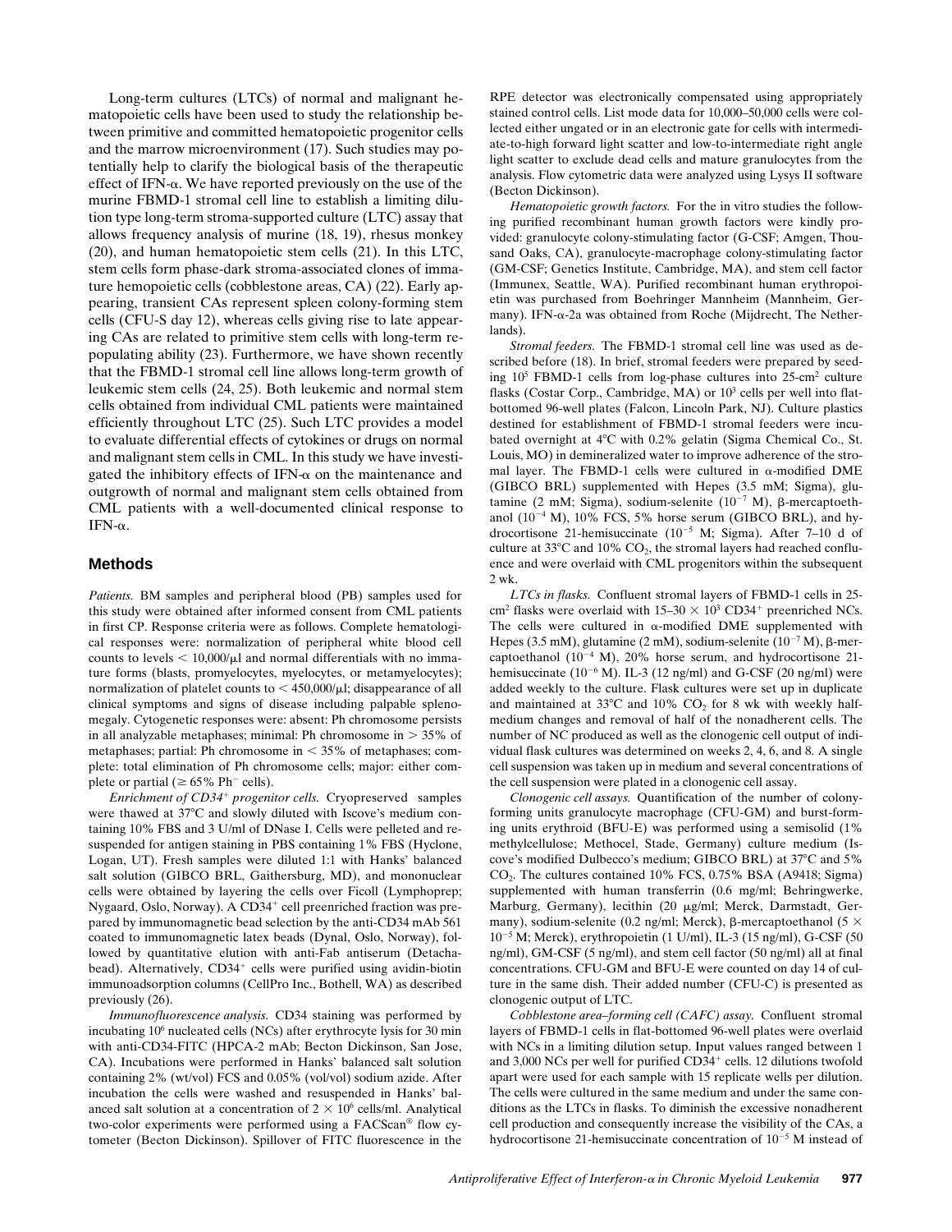Long-term cultures (LTCs) of normal and malignant hematopoietic cells have been used to study the relationship between primitive and committed hematopoietic progenitor cells and the marrow microenvironment (17). Such studies may potentially help to clarify the biological basis of the therapeutic effect of IFN-α. We have reported previously on the use of the murine FBMD-1 stromal cell line to establish a limiting dilution type long-term stroma-supported culture (LTC) assay that allows frequency analysis of murine (18, 19), rhesus monkey (20), and human hematopoietic stem cells (21). In this LTC, stem cells form phase-dark stroma-associated clones of immature hemopoietic cells (cobblestone areas, CA) (22). Early appearing, transient CAs represent spleen colony-forming stem cells (CFU-S day 12), whereas cells giving rise to late appearing CAs are related to primitive stem cells with long-term repopulating ability (23). Furthermore, we have shown recently that the FBMD-1 stromal cell line allows long-term growth of leukemic stem cells (24, 25). Both leukemic and normal stem cells obtained from individual CML patients were maintained efficiently throughout LTC (25). Such LTC provides a model to evaluate differential effects of cytokines or drugs on normal and malignant stem cells in CML. In this study we have investigated the inhibitory effects of IFN-α on the maintenance and outgrowth of normal and malignant stem cells obtained from CML patients with a well-documented clinical response to IFN-α.

## Methods

*Patients.* BM samples and peripheral blood (PB) samples used for this study were obtained after informed consent from CML patients in first CP. Response criteria were as follows. Complete hematological responses were: normalization of peripheral white blood cell counts to levels $< 10{,}000/\mu l$ and normal differentials with no immature forms (blasts, promyelocytes, myelocytes, or metamyelocytes); normalization of platelet counts to $< 450{,}000/\mu l$; disappearance of all clinical symptoms and signs of disease including palpable splenomegaly. Cytogenetic responses were: absent: Ph chromosome persists in all analyzable metaphases; minimal: Ph chromosome in > 35% of metaphases; partial: Ph chromosome in < 35% of metaphases; complete: total elimination of Ph chromosome cells; major: either complete or partial (≥ 65% $Ph^-$ cells).

*Enrichment of CD34⁺ progenitor cells.* Cryopreserved samples were thawed at 37°C and slowly diluted with Iscove's medium containing 10% FBS and 3 U/ml of DNase I. Cells were pelleted and resuspended for antigen staining in PBS containing 1% FBS (Hyclone, Logan, UT). Fresh samples were diluted 1:1 with Hanks' balanced salt solution (GIBCO BRL, Gaithersburg, MD), and mononuclear cells were obtained by layering the cells over Ficoll (Lymphoprep; Nygaard, Oslo, Norway). A $CD34^+$ cell preenriched fraction was prepared by immunomagnetic bead selection by the anti-CD34 mAb 561 coated to immunomagnetic latex beads (Dynal, Oslo, Norway), followed by quantitative elution with anti-Fab antiserum (Detachabead). Alternatively, $CD34^+$ cells were purified using avidin-biotin immunoadsorption columns (CellPro Inc., Bothell, WA) as described previously (26).

*Immunofluorescence analysis.* CD34 staining was performed by incubating $10^6$ nucleated cells (NCs) after erythrocyte lysis for 30 min with anti-CD34-FITC (HPCA-2 mAb; Becton Dickinson, San Jose, CA). Incubations were performed in Hanks' balanced salt solution containing 2% (wt/vol) FCS and 0.05% (vol/vol) sodium azide. After incubation the cells were washed and resuspended in Hanks' balanced salt solution at a concentration of $2 \times 10^6$ cells/ml. Analytical two-color experiments were performed using a FACScan® flow cytometer (Becton Dickinson). Spillover of FITC fluorescence in the RPE detector was electronically compensated using appropriately stained control cells. List mode data for 10,000–50,000 cells were collected either ungated or in an electronic gate for cells with intermediate-to-high forward light scatter and low-to-intermediate right angle light scatter to exclude dead cells and mature granulocytes from the analysis. Flow cytometric data were analyzed using Lysys II software (Becton Dickinson).

*Hematopoietic growth factors.* For the in vitro studies the following purified recombinant human growth factors were kindly provided: granulocyte colony-stimulating factor (G-CSF; Amgen, Thousand Oaks, CA), granulocyte-macrophage colony-stimulating factor (GM-CSF; Genetics Institute, Cambridge, MA), and stem cell factor (Immunex, Seattle, WA). Purified recombinant human erythropoietin was purchased from Boehringer Mannheim (Mannheim, Germany). IFN-α-2a was obtained from Roche (Mijdrecht, The Netherlands).

*Stromal feeders.* The FBMD-1 stromal cell line was used as described before (18). In brief, stromal feeders were prepared by seeding $10^5$ FBMD-1 cells from log-phase cultures into 25-cm² culture flasks (Costar Corp., Cambridge, MA) or $10^3$ cells per well into flat-bottomed 96-well plates (Falcon, Lincoln Park, NJ). Culture plastics destined for establishment of FBMD-1 stromal feeders were incubated overnight at 4°C with 0.2% gelatin (Sigma Chemical Co., St. Louis, MO) in demineralized water to improve adherence of the stromal layer. The FBMD-1 cells were cultured in α-modified DME (GIBCO BRL) supplemented with Hepes (3.5 mM; Sigma), glutamine (2 mM; Sigma), sodium-selenite ($10^{-7}$ M), β-mercaptoethanol ($10^{-4}$ M), 10% FCS, 5% horse serum (GIBCO BRL), and hydrocortisone 21-hemisuccinate ($10^{-5}$ M; Sigma). After 7–10 d of culture at 33°C and 10% $CO_2$, the stromal layers had reached confluence and were overlaid with CML progenitors within the subsequent 2 wk.

*LTCs in flasks.* Confluent stromal layers of FBMD-1 cells in 25-cm² flasks were overlaid with $15–30 \times 10^3$ $CD34^+$ preenriched NCs. The cells were cultured in α-modified DME supplemented with Hepes (3.5 mM), glutamine (2 mM), sodium-selenite ($10^{-7}$ M), β-mercaptoethanol ($10^{-4}$ M), 20% horse serum, and hydrocortisone 21-hemisuccinate ($10^{-6}$ M). IL-3 (12 ng/ml) and G-CSF (20 ng/ml) were added weekly to the culture. Flask cultures were set up in duplicate and maintained at 33°C and 10% $CO_2$ for 8 wk with weekly half-medium changes and removal of half of the nonadherent cells. The number of NC produced as well as the clonogenic cell output of individual flask cultures was determined on weeks 2, 4, 6, and 8. A single cell suspension was taken up in medium and several concentrations of the cell suspension were plated in a clonogenic cell assay.

*Clonogenic cell assays.* Quantification of the number of colony-forming units granulocyte macrophage (CFU-GM) and burst-forming units erythroid (BFU-E) was performed using a semisolid (1% methylcellulose; Methocel, Stade, Germany) culture medium (Iscove's modified Dulbecco's medium; GIBCO BRL) at 37°C and 5% $CO_2$. The cultures contained 10% FCS, 0.75% BSA (A9418; Sigma) supplemented with human transferrin (0.6 mg/ml; Behringwerke, Marburg, Germany), lecithin (20 μg/ml; Merck, Darmstadt, Germany), sodium-selenite (0.2 ng/ml; Merck), β-mercaptoethanol ($5 \times 10^{-5}$ M; Merck), erythropoietin (1 U/ml), IL-3 (15 ng/ml), G-CSF (50 ng/ml), GM-CSF (5 ng/ml), and stem cell factor (50 ng/ml) all at final concentrations. CFU-GM and BFU-E were counted on day 14 of culture in the same dish. Their added number (CFU-C) is presented as clonogenic output of LTC.

*Cobblestone area–forming cell (CAFC) assay.* Confluent stromal layers of FBMD-1 cells in flat-bottomed 96-well plates were overlaid with NCs in a limiting dilution setup. Input values ranged between 1 and 3,000 NCs per well for purified $CD34^+$ cells. 12 dilutions twofold apart were used for each sample with 15 replicate wells per dilution. The cells were cultured in the same medium and under the same conditions as the LTCs in flasks. To diminish the excessive nonadherent cell production and consequently increase the visibility of the CAs, a hydrocortisone 21-hemisuccinate concentration of $10^{-5}$ M instead of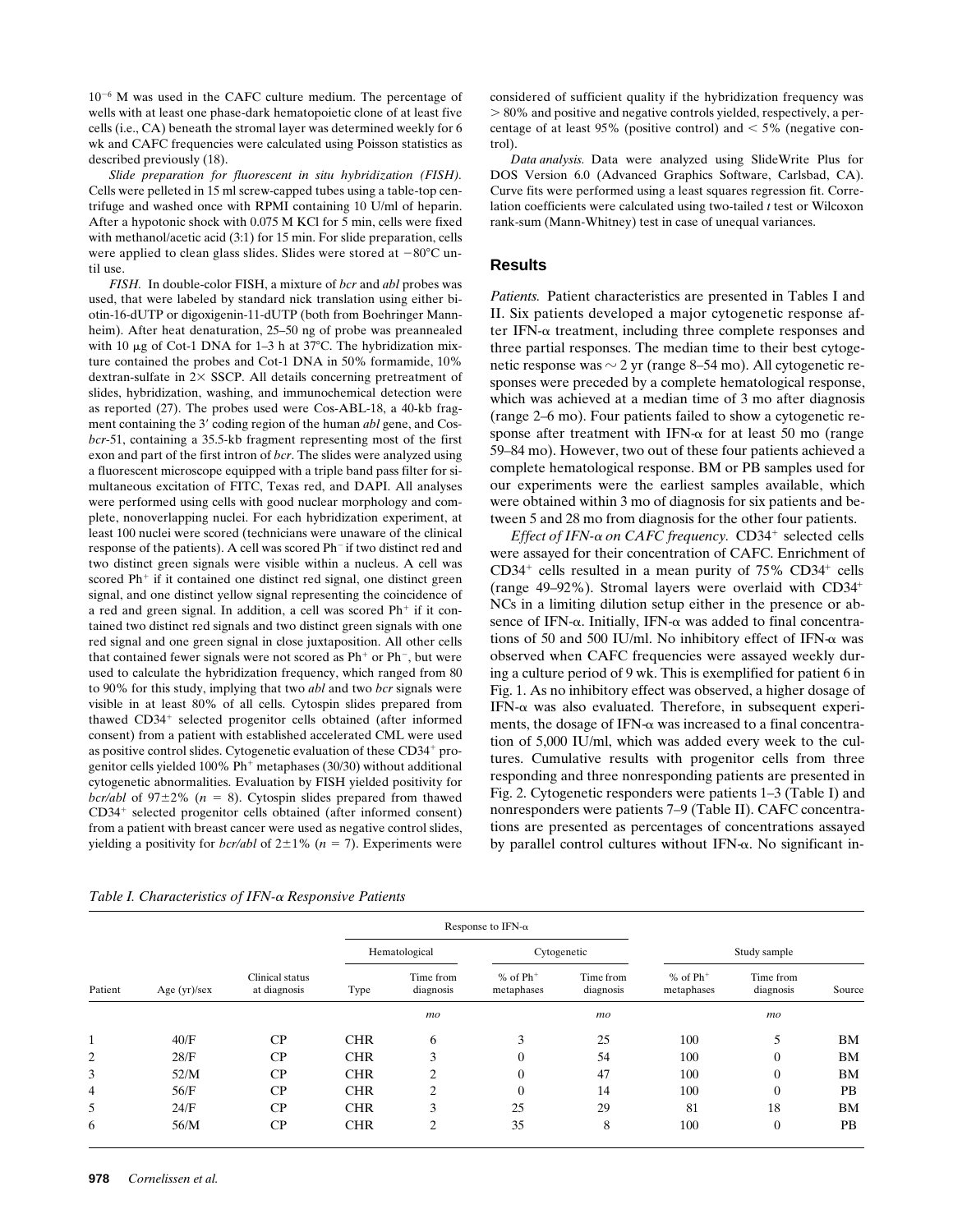$10^{-6}$ M was used in the CAFC culture medium. The percentage of wells with at least one phase-dark hematopoietic clone of at least five cells (i.e., CA) beneath the stromal layer was determined weekly for 6 wk and CAFC frequencies were calculated using Poisson statistics as described previously (18).

*Slide preparation for fluorescent in situ hybridization (FISH).* Cells were pelleted in 15 ml screw-capped tubes using a table-top centrifuge and washed once with RPMI containing 10 U/ml of heparin. After a hypotonic shock with 0.075 M KCl for 5 min, cells were fixed with methanol/acetic acid (3:1) for 15 min. For slide preparation, cells were applied to clean glass slides. Slides were stored at −80°C until use.

*FISH.* In double-color FISH, a mixture of *bcr* and *abl* probes was used, that were labeled by standard nick translation using either biotin-16-dUTP or digoxigenin-11-dUTP (both from Boehringer Mannheim). After heat denaturation, 25–50 ng of probe was preannealed with 10 μg of Cot-1 DNA for 1–3 h at 37°C. The hybridization mixture contained the probes and Cot-1 DNA in 50% formamide, 10% dextran-sulfate in 2× SSCP. All details concerning pretreatment of slides, hybridization, washing, and immunochemical detection were as reported (27). The probes used were Cos-ABL-18, a 40-kb fragment containing the 3′ coding region of the human *abl* gene, and Cos-*bcr*-51, containing a 35.5-kb fragment representing most of the first exon and part of the first intron of *bcr*. The slides were analyzed using a fluorescent microscope equipped with a triple band pass filter for simultaneous excitation of FITC, Texas red, and DAPI. All analyses were performed using cells with good nuclear morphology and complete, nonoverlapping nuclei. For each hybridization experiment, at least 100 nuclei were scored (technicians were unaware of the clinical response of the patients). A cell was scored Ph⁻ if two distinct red and two distinct green signals were visible within a nucleus. A cell was scored Ph⁺ if it contained one distinct red signal, one distinct green signal, and one distinct yellow signal representing the coincidence of a red and green signal. In addition, a cell was scored Ph⁺ if it contained two distinct red signals and two distinct green signals with one red signal and one green signal in close juxtaposition. All other cells that contained fewer signals were not scored as Ph⁺ or Ph⁻, but were used to calculate the hybridization frequency, which ranged from 80 to 90% for this study, implying that two *abl* and two *bcr* signals were visible in at least 80% of all cells. Cytospin slides prepared from thawed CD34⁺ selected progenitor cells obtained (after informed consent) from a patient with established accelerated CML were used as positive control slides. Cytogenetic evaluation of these CD34⁺ progenitor cells yielded 100% Ph⁺ metaphases (30/30) without additional cytogenetic abnormalities. Evaluation by FISH yielded positivity for *bcr/abl* of 97±2% ($n = 8$). Cytospin slides prepared from thawed CD34⁺ selected progenitor cells obtained (after informed consent) from a patient with breast cancer were used as negative control slides, yielding a positivity for *bcr/abl* of 2±1% ($n = 7$). Experiments were considered of sufficient quality if the hybridization frequency was > 80% and positive and negative controls yielded, respectively, a percentage of at least 95% (positive control) and < 5% (negative control).

*Data analysis.* Data were analyzed using SlideWrite Plus for DOS Version 6.0 (Advanced Graphics Software, Carlsbad, CA). Curve fits were performed using a least squares regression fit. Correlation coefficients were calculated using two-tailed *t* test or Wilcoxon rank-sum (Mann-Whitney) test in case of unequal variances.

## Results

*Patients.* Patient characteristics are presented in Tables I and II. Six patients developed a major cytogenetic response after IFN-α treatment, including three complete responses and three partial responses. The median time to their best cytogenetic response was ~ 2 yr (range 8–54 mo). All cytogenetic responses were preceded by a complete hematological response, which was achieved at a median time of 3 mo after diagnosis (range 2–6 mo). Four patients failed to show a cytogenetic response after treatment with IFN-α for at least 50 mo (range 59–84 mo). However, two out of these four patients achieved a complete hematological response. BM or PB samples used for our experiments were the earliest samples available, which were obtained within 3 mo of diagnosis for six patients and between 5 and 28 mo from diagnosis for the other four patients.

*Effect of IFN-α on CAFC frequency.* CD34⁺ selected cells were assayed for their concentration of CAFC. Enrichment of CD34⁺ cells resulted in a mean purity of 75% CD34⁺ cells (range 49–92%). Stromal layers were overlaid with CD34⁺ NCs in a limiting dilution setup either in the presence or absence of IFN-α. Initially, IFN-α was added to final concentrations of 50 and 500 IU/ml. No inhibitory effect of IFN-α was observed when CAFC frequencies were assayed weekly during a culture period of 9 wk. This is exemplified for patient 6 in Fig. 1. As no inhibitory effect was observed, a higher dosage of IFN-α was also evaluated. Therefore, in subsequent experiments, the dosage of IFN-α was increased to a final concentration of 5,000 IU/ml, which was added every week to the cultures. Cumulative results with progenitor cells from three responding and three nonresponding patients are presented in Fig. 2. Cytogenetic responders were patients 1–3 (Table I) and nonresponders were patients 7–9 (Table II). CAFC concentrations are presented as percentages of concentrations assayed by parallel control cultures without IFN-α. No significant in-

*Table I. Characteristics of IFN-α Responsive Patients*

| | | | Response to IFN-α | | | | Study sample | | |
|---|---|---|---|---|---|---|---|---|---|
| | | | Hematological | | Cytogenetic | | | | |
| Patient | Age (yr)/sex | Clinical status at diagnosis | Type | Time from diagnosis | % of Ph⁺ metaphases | Time from diagnosis | % of Ph⁺ metaphases | Time from diagnosis | Source |
| | | | | *mo* | | *mo* | | *mo* | |
| 1 | 40/F | CP | CHR | 6 | 3 | 25 | 100 | 5 | BM |
| 2 | 28/F | CP | CHR | 3 | 0 | 54 | 100 | 0 | BM |
| 3 | 52/M | CP | CHR | 2 | 0 | 47 | 100 | 0 | BM |
| 4 | 56/F | CP | CHR | 2 | 0 | 14 | 100 | 0 | PB |
| 5 | 24/F | CP | CHR | 3 | 25 | 29 | 81 | 18 | BM |
| 6 | 56/M | CP | CHR | 2 | 35 | 8 | 100 | 0 | PB |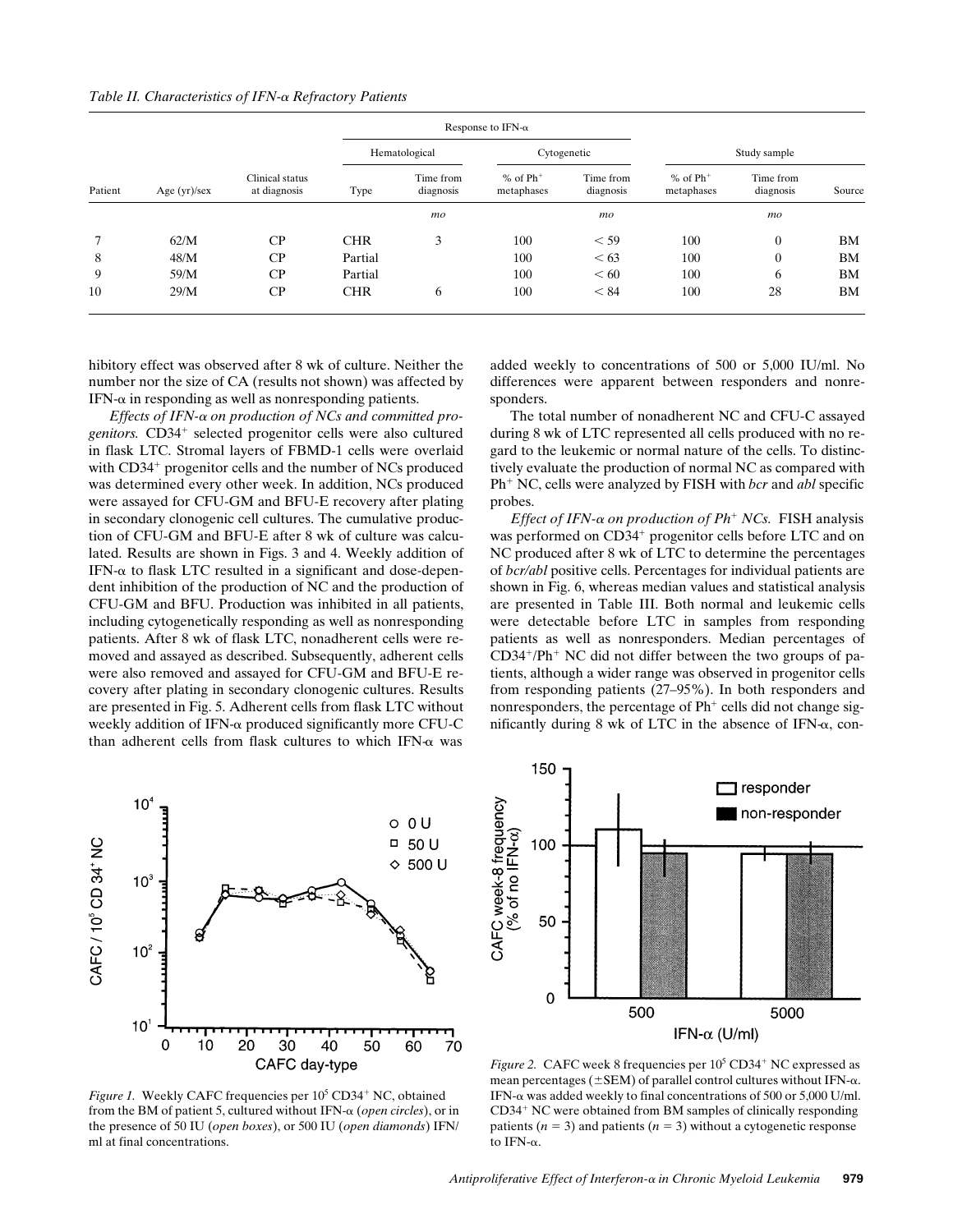*Table II. Characteristics of IFN-α Refractory Patients*

| | | | Response to IFN-α | | | | Study sample | | |
|---|---|---|---|---|---|---|---|---|---|
| | | | Hematological | | Cytogenetic | | | | |
| Patient | Age (yr)/sex | Clinical status at diagnosis | Type | Time from diagnosis | % of $Ph^+$ metaphases | Time from diagnosis | % of $Ph^+$ metaphases | Time from diagnosis | Source |
| | | | | *mo* | | *mo* | | *mo* | |
| 7 | 62/M | CP | CHR | 3 | 100 | < 59 | 100 | 0 | BM |
| 8 | 48/M | CP | Partial | | 100 | < 63 | 100 | 0 | BM |
| 9 | 59/M | CP | Partial | | 100 | < 60 | 100 | 6 | BM |
| 10 | 29/M | CP | CHR | 6 | 100 | < 84 | 100 | 28 | BM |

hibitory effect was observed after 8 wk of culture. Neither the number nor the size of CA (results not shown) was affected by IFN-α in responding as well as nonresponding patients.

*Effects of IFN-α on production of NCs and committed progenitors.* CD34[+] selected progenitor cells were also cultured in flask LTC. Stromal layers of FBMD-1 cells were overlaid with CD34[+] progenitor cells and the number of NCs produced was determined every other week. In addition, NCs produced were assayed for CFU-GM and BFU-E recovery after plating in secondary clonogenic cell cultures. The cumulative production of CFU-GM and BFU-E after 8 wk of culture was calculated. Results are shown in Figs. 3 and 4. Weekly addition of IFN-α to flask LTC resulted in a significant and dose-dependent inhibition of the production of NC and the production of CFU-GM and BFU. Production was inhibited in all patients, including cytogenetically responding as well as nonresponding patients. After 8 wk of flask LTC, nonadherent cells were removed and assayed as described. Subsequently, adherent cells were also removed and assayed for CFU-GM and BFU-E recovery after plating in secondary clonogenic cultures. Results are presented in Fig. 5. Adherent cells from flask LTC without weekly addition of IFN-α produced significantly more CFU-C than adherent cells from flask cultures to which IFN-α was added weekly to concentrations of 500 or 5,000 IU/ml. No differences were apparent between responders and nonresponders.

The total number of nonadherent NC and CFU-C assayed during 8 wk of LTC represented all cells produced with no regard to the leukemic or normal nature of the cells. To distinctively evaluate the production of normal NC as compared with Ph[+] NC, cells were analyzed by FISH with *bcr* and *abl* specific probes.

*Effect of IFN-α on production of Ph[+] NCs.* FISH analysis was performed on CD34[+] progenitor cells before LTC and on NC produced after 8 wk of LTC to determine the percentages of *bcr/abl* positive cells. Percentages for individual patients are shown in Fig. 6, whereas median values and statistical analysis are presented in Table III. Both normal and leukemic cells were detectable before LTC in samples from responding patients as well as nonresponders. Median percentages of CD34[+]/Ph[+] NC did not differ between the two groups of patients, although a wider range was observed in progenitor cells from responding patients (27–95%). In both responders and nonresponders, the percentage of Ph[+] cells did not change significantly during 8 wk of LTC in the absence of IFN-α, con-

*Figure 1.* Weekly CAFC frequencies per $10^5$ CD34[+] NC, obtained from the BM of patient 5, cultured without IFN-α (*open circles*), or in the presence of 50 IU (*open boxes*), or 500 IU (*open diamonds*) IFN/ml at final concentrations.

*Figure 2.* CAFC week 8 frequencies per $10^5$ CD34[+] NC expressed as mean percentages (±SEM) of parallel control cultures without IFN-α. IFN-α was added weekly to final concentrations of 500 or 5,000 U/ml. CD34[+] NC were obtained from BM samples of clinically responding patients ($n = 3$) and patients ($n = 3$) without a cytogenetic response to IFN-α.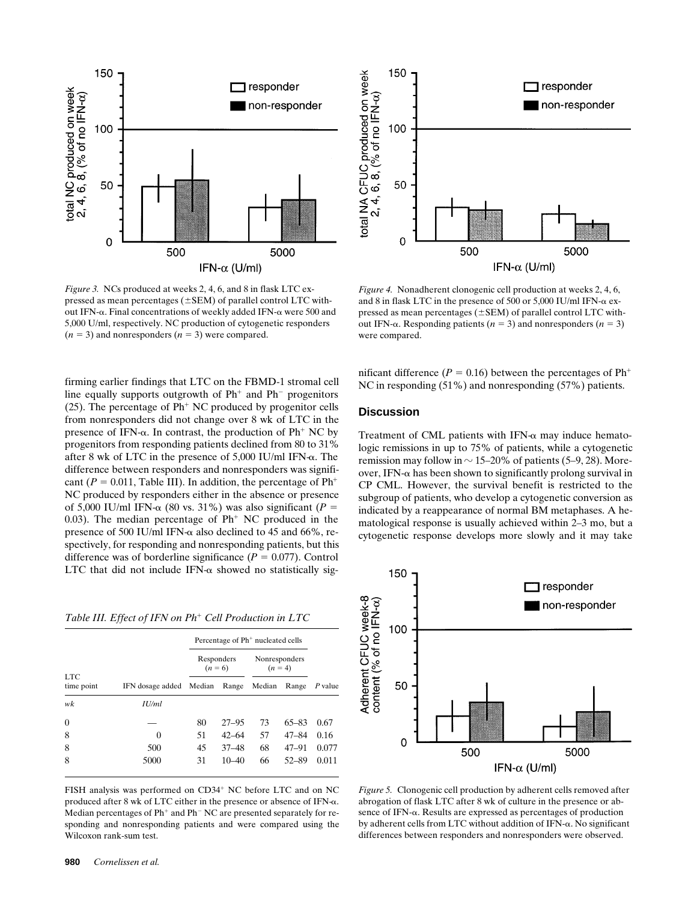Figure 3. NCs produced at weeks 2, 4, 6, and 8 in flask LTC expressed as mean percentages (±SEM) of parallel control LTC without IFN-α. Final concentrations of weekly added IFN-α were 500 and 5,000 U/ml, respectively. NC production of cytogenetic responders ($n = 3$) and nonresponders ($n = 3$) were compared.

Figure 4. Nonadherent clonogenic cell production at weeks 2, 4, 6, and 8 in flask LTC in the presence of 500 or 5,000 IU/ml IFN-α expressed as mean percentages (±SEM) of parallel control LTC without IFN-α. Responding patients ($n = 3$) and nonresponders ($n = 3$) were compared.

firming earlier findings that LTC on the FBMD-1 stromal cell line equally supports outgrowth of Ph$^+$ and Ph$^-$ progenitors (25). The percentage of Ph$^+$ NC produced by progenitor cells from nonresponders did not change over 8 wk of LTC in the presence of IFN-α. In contrast, the production of Ph$^+$ NC by progenitors from responding patients declined from 80 to 31% after 8 wk of LTC in the presence of 5,000 IU/ml IFN-α. The difference between responders and nonresponders was significant ($P = 0.011$, Table III). In addition, the percentage of Ph$^+$ NC produced by responders either in the absence or presence of 5,000 IU/ml IFN-α (80 vs. 31%) was also significant ($P = 0.03$). The median percentage of Ph$^+$ NC produced in the presence of 500 IU/ml IFN-α also declined to 45 and 66%, respectively, for responding and nonresponding patients, but this difference was of borderline significance ($P = 0.077$). Control LTC that did not include IFN-α showed no statistically significant difference ($P = 0.16$) between the percentages of Ph$^+$ NC in responding (51%) and nonresponding (57%) patients.

*Table III. Effect of IFN on Ph$^+$ Cell Production in LTC*

| | | Percentage of Ph$^+$ nucleated cells | | | | |
|---|---|---|---|---|---|---|
| | | Responders ($n = 6$) | | Nonresponders ($n = 4$) | | |
| LTC time point | IFN dosage added | Median | Range | Median | Range | P value |
| *wk* | *IU/ml* | | | | | |
| 0 | — | 80 | 27–95 | 73 | 65–83 | 0.67 |
| 8 | 0 | 51 | 42–64 | 57 | 47–84 | 0.16 |
| 8 | 500 | 45 | 37–48 | 68 | 47–91 | 0.077 |
| 8 | 5000 | 31 | 10–40 | 66 | 52–89 | 0.011 |

FISH analysis was performed on CD34$^+$ NC before LTC and on NC produced after 8 wk of LTC either in the presence or absence of IFN-α. Median percentages of Ph$^+$ and Ph$^-$ NC are presented separately for responding and nonresponding patients and were compared using the Wilcoxon rank-sum test.

## Discussion

Treatment of CML patients with IFN-α may induce hematologic remissions in up to 75% of patients, while a cytogenetic remission may follow in ~15–20% of patients (5–9, 28). Moreover, IFN-α has been shown to significantly prolong survival in CP CML. However, the survival benefit is restricted to the subgroup of patients, who develop a cytogenetic conversion as indicated by a reappearance of normal BM metaphases. A hematological response is usually achieved within 2–3 mo, but a cytogenetic response develops more slowly and it may take

Figure 5. Clonogenic cell production by adherent cells removed after abrogation of flask LTC after 8 wk of culture in the presence or absence of IFN-α. Results are expressed as percentages of production by adherent cells from LTC without addition of IFN-α. No significant differences between responders and nonresponders were observed.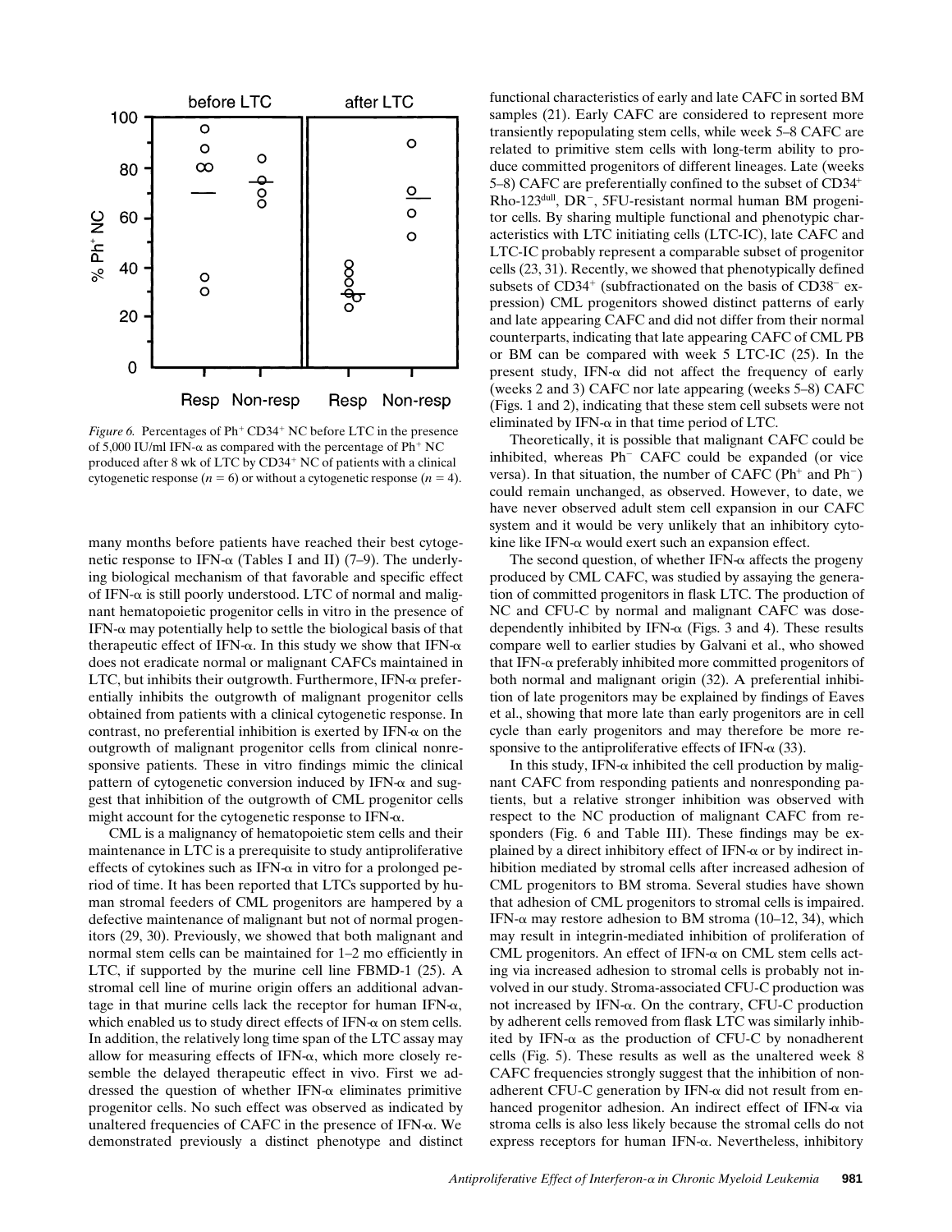*Figure 6.* Percentages of $Ph^+$ $CD34^+$ NC before LTC in the presence of 5,000 IU/ml IFN-α as compared with the percentage of $Ph^+$ NC produced after 8 wk of LTC by $CD34^+$ NC of patients with a clinical cytogenetic response ($n = 6$) or without a cytogenetic response ($n = 4$).

many months before patients have reached their best cytogenetic response to IFN-α (Tables I and II) (7–9). The underlying biological mechanism of that favorable and specific effect of IFN-α is still poorly understood. LTC of normal and malignant hematopoietic progenitor cells in vitro in the presence of IFN-α may potentially help to settle the biological basis of that therapeutic effect of IFN-α. In this study we show that IFN-α does not eradicate normal or malignant CAFCs maintained in LTC, but inhibits their outgrowth. Furthermore, IFN-α preferentially inhibits the outgrowth of malignant progenitor cells obtained from patients with a clinical cytogenetic response. In contrast, no preferential inhibition is exerted by IFN-α on the outgrowth of malignant progenitor cells from clinical nonresponsive patients. These in vitro findings mimic the clinical pattern of cytogenetic conversion induced by IFN-α and suggest that inhibition of the outgrowth of CML progenitor cells might account for the cytogenetic response to IFN-α.

CML is a malignancy of hematopoietic stem cells and their maintenance in LTC is a prerequisite to study antiproliferative effects of cytokines such as IFN-α in vitro for a prolonged period of time. It has been reported that LTCs supported by human stromal feeders of CML progenitors are hampered by a defective maintenance of malignant but not of normal progenitors (29, 30). Previously, we showed that both malignant and normal stem cells can be maintained for 1–2 mo efficiently in LTC, if supported by the murine cell line FBMD-1 (25). A stromal cell line of murine origin offers an additional advantage in that murine cells lack the receptor for human IFN-α, which enabled us to study direct effects of IFN-α on stem cells. In addition, the relatively long time span of the LTC assay may allow for measuring effects of IFN-α, which more closely resemble the delayed therapeutic effect in vivo. First we addressed the question of whether IFN-α eliminates primitive progenitor cells. No such effect was observed as indicated by unaltered frequencies of CAFC in the presence of IFN-α. We demonstrated previously a distinct phenotype and distinct functional characteristics of early and late CAFC in sorted BM samples (21). Early CAFC are considered to represent more transiently repopulating stem cells, while week 5–8 CAFC are related to primitive stem cells with long-term ability to produce committed progenitors of different lineages. Late (weeks 5–8) CAFC are preferentially confined to the subset of $CD34^+$ Rho-$123^{dull}$, $DR^-$, 5FU-resistant normal human BM progenitor cells. By sharing multiple functional and phenotypic characteristics with LTC initiating cells (LTC-IC), late CAFC and LTC-IC probably represent a comparable subset of progenitor cells (23, 31). Recently, we showed that phenotypically defined subsets of $CD34^+$ (subfractionated on the basis of $CD38^-$ expression) CML progenitors showed distinct patterns of early and late appearing CAFC and did not differ from their normal counterparts, indicating that late appearing CAFC of CML PB or BM can be compared with week 5 LTC-IC (25). In the present study, IFN-α did not affect the frequency of early (weeks 2 and 3) CAFC nor late appearing (weeks 5–8) CAFC (Figs. 1 and 2), indicating that these stem cell subsets were not eliminated by IFN-α in that time period of LTC.

Theoretically, it is possible that malignant CAFC could be inhibited, whereas $Ph^-$ CAFC could be expanded (or vice versa). In that situation, the number of CAFC ($Ph^+$ and $Ph^-$) could remain unchanged, as observed. However, to date, we have never observed adult stem cell expansion in our CAFC system and it would be very unlikely that an inhibitory cytokine like IFN-α would exert such an expansion effect.

The second question, of whether IFN-α affects the progeny produced by CML CAFC, was studied by assaying the generation of committed progenitors in flask LTC. The production of NC and CFU-C by normal and malignant CAFC was dose-dependently inhibited by IFN-α (Figs. 3 and 4). These results compare well to earlier studies by Galvani et al., who showed that IFN-α preferably inhibited more committed progenitors of both normal and malignant origin (32). A preferential inhibition of late progenitors may be explained by findings of Eaves et al., showing that more late than early progenitors are in cell cycle than early progenitors and may therefore be more responsive to the antiproliferative effects of IFN-α (33).

In this study, IFN-α inhibited the cell production by malignant CAFC from responding patients and nonresponding patients, but a relative stronger inhibition was observed with respect to the NC production of malignant CAFC from responders (Fig. 6 and Table III). These findings may be explained by a direct inhibitory effect of IFN-α or by indirect inhibition mediated by stromal cells after increased adhesion of CML progenitors to BM stroma. Several studies have shown that adhesion of CML progenitors to stromal cells is impaired. IFN-α may restore adhesion to BM stroma (10–12, 34), which may result in integrin-mediated inhibition of proliferation of CML progenitors. An effect of IFN-α on CML stem cells acting via increased adhesion to stromal cells is probably not involved in our study. Stroma-associated CFU-C production was not increased by IFN-α. On the contrary, CFU-C production by adherent cells removed from flask LTC was similarly inhibited by IFN-α as the production of CFU-C by nonadherent cells (Fig. 5). These results as well as the unaltered week 8 CAFC frequencies strongly suggest that the inhibition of nonadherent CFU-C generation by IFN-α did not result from enhanced progenitor adhesion. An indirect effect of IFN-α via stroma cells is also less likely because the stromal cells do not express receptors for human IFN-α. Nevertheless, inhibitory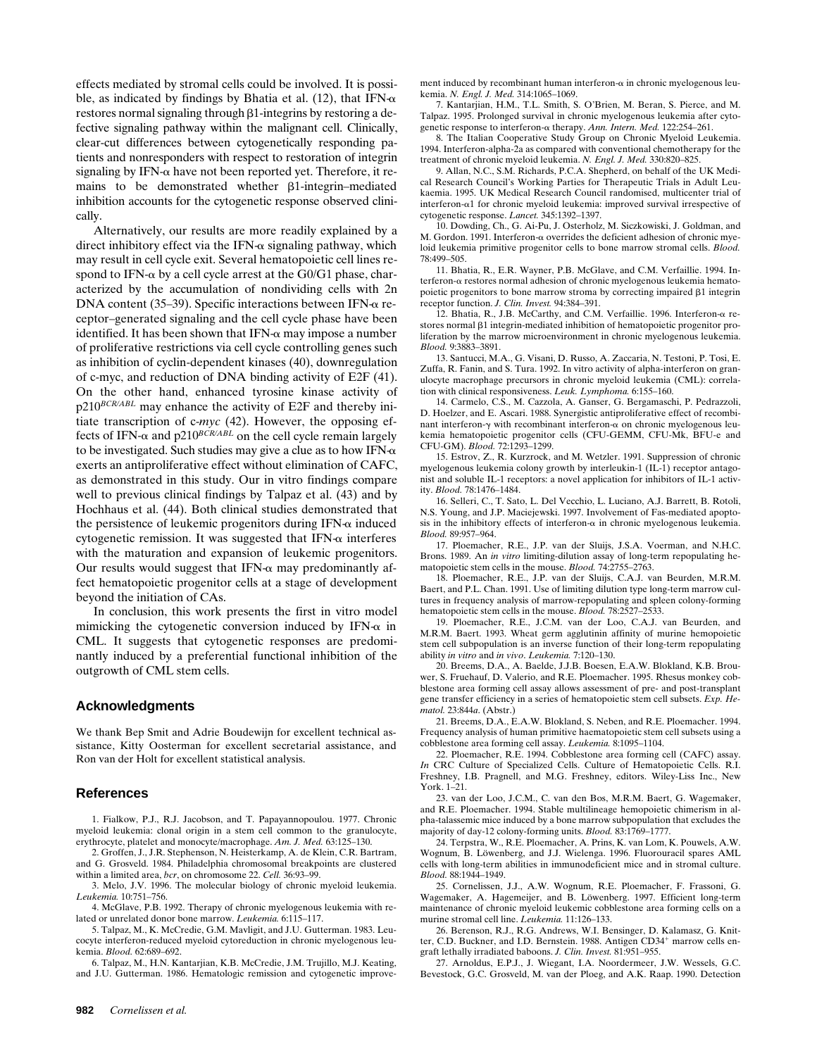effects mediated by stromal cells could be involved. It is possible, as indicated by findings by Bhatia et al. (12), that IFN-α restores normal signaling through β1-integrins by restoring a defective signaling pathway within the malignant cell. Clinically, clear-cut differences between cytogenetically responding patients and nonresponders with respect to restoration of integrin signaling by IFN-α have not been reported yet. Therefore, it remains to be demonstrated whether β1-integrin–mediated inhibition accounts for the cytogenetic response observed clinically.

Alternatively, our results are more readily explained by a direct inhibitory effect via the IFN-α signaling pathway, which may result in cell cycle exit. Several hematopoietic cell lines respond to IFN-α by a cell cycle arrest at the G0/G1 phase, characterized by the accumulation of nondividing cells with 2n DNA content (35–39). Specific interactions between IFN-α receptor–generated signaling and the cell cycle phase have been identified. It has been shown that IFN-α may impose a number of proliferative restrictions via cell cycle controlling genes such as inhibition of cyclin-dependent kinases (40), downregulation of c-myc, and reduction of DNA binding activity of E2F (41). On the other hand, enhanced tyrosine kinase activity of p210*BCR/ABL* may enhance the activity of E2F and thereby initiate transcription of c-*myc* (42). However, the opposing effects of IFN-α and p210*BCR/ABL* on the cell cycle remain largely to be investigated. Such studies may give a clue as to how IFN-α exerts an antiproliferative effect without elimination of CAFC, as demonstrated in this study. Our in vitro findings compare well to previous clinical findings by Talpaz et al. (43) and by Hochhaus et al. (44). Both clinical studies demonstrated that the persistence of leukemic progenitors during IFN-α induced cytogenetic remission. It was suggested that IFN-α interferes with the maturation and expansion of leukemic progenitors. Our results would suggest that IFN-α may predominantly affect hematopoietic progenitor cells at a stage of development beyond the initiation of CAs.

In conclusion, this work presents the first in vitro model mimicking the cytogenetic conversion induced by IFN-α in CML. It suggests that cytogenetic responses are predominantly induced by a preferential functional inhibition of the outgrowth of CML stem cells.

## Acknowledgments

We thank Bep Smit and Adrie Boudewijn for excellent technical assistance, Kitty Oosterman for excellent secretarial assistance, and Ron van der Holt for excellent statistical analysis.

## References

1. Fialkow, P.J., R.J. Jacobson, and T. Papayannopoulou. 1977. Chronic myeloid leukemia: clonal origin in a stem cell common to the granulocyte, erythrocyte, platelet and monocyte/macrophage. *Am. J. Med.* 63:125–130.

2. Groffen, J., J.R. Stephenson, N. Heisterkamp, A. de Klein, C.R. Bartram, and G. Grosveld. 1984. Philadelphia chromosomal breakpoints are clustered within a limited area, *bcr*, on chromosome 22. *Cell.* 36:93–99.

3. Melo, J.V. 1996. The molecular biology of chronic myeloid leukemia. *Leukemia.* 10:751–756.

4. McGlave, P.B. 1992. Therapy of chronic myelogenous leukemia with related or unrelated donor bone marrow. *Leukemia.* 6:115–117.

5. Talpaz, M., K. McCredie, G.M. Mavligit, and J.U. Gutterman. 1983. Leucocyte interferon-reduced myeloid cytoreduction in chronic myelogenous leukemia. *Blood.* 62:689–692.

6. Talpaz, M., H.N. Kantarjian, K.B. McCredie, J.M. Trujillo, M.J. Keating, and J.U. Gutterman. 1986. Hematologic remission and cytogenetic improvement induced by recombinant human interferon-α in chronic myelogenous leukemia. *N. Engl. J. Med.* 314:1065–1069.

7. Kantarjian, H.M., T.L. Smith, S. O'Brien, M. Beran, S. Pierce, and M. Talpaz. 1995. Prolonged survival in chronic myelogenous leukemia after cytogenetic response to interferon-α therapy. *Ann. Intern. Med.* 122:254–261.

8. The Italian Cooperative Study Group on Chronic Myeloid Leukemia. 1994. Interferon-alpha-2a as compared with conventional chemotherapy for the treatment of chronic myeloid leukemia. *N. Engl. J. Med.* 330:820–825.

9. Allan, N.C., S.M. Richards, P.C.A. Shepherd, on behalf of the UK Medical Research Council's Working Parties for Therapeutic Trials in Adult Leukaemia. 1995. UK Medical Research Council randomised, multicenter trial of interferon-α1 for chronic myeloid leukaemia: improved survival irrespective of cytogenetic response. *Lancet.* 345:1392–1397.

10. Dowding, Ch., G. Ai-Pu, J. Osterholz, M. Siczkowiski, J. Goldman, and M. Gordon. 1991. Interferon-α overrides the deficient adhesion of chronic myeloid leukemia primitive progenitor cells to bone marrow stromal cells. *Blood.* 78:499–505.

11. Bhatia, R., E.R. Wayner, P.B. McGlave, and C.M. Verfaillie. 1994. Interferon-α restores normal adhesion of chronic myelogenous leukemia hematopoietic progenitors to bone marrow stroma by correcting impaired β1 integrin receptor function. *J. Clin. Invest.* 94:384–391.

12. Bhatia, R., J.B. McCarthy, and C.M. Verfaillie. 1996. Interferon-α restores normal β1 integrin-mediated inhibition of hematopoietic progenitor proliferation by the marrow microenvironment in chronic myelogenous leukemia. *Blood.* 9:3883–3891.

13. Santucci, M.A., G. Visani, D. Russo, A. Zaccaria, N. Testoni, P. Tosi, E. Zuffa, R. Fanin, and S. Tura. 1992. In vitro activity of alpha-interferon on granulocyte macrophage precursors in chronic myeloid leukemia (CML): correlation with clinical responsiveness. *Leuk. Lymphoma.* 6:155–160.

14. Carmelo, C.S., M. Cazzola, A. Ganser, G. Bergamaschi, P. Pedrazzoli, D. Hoelzer, and E. Ascari. 1988. Synergistic antiproliferative effect of recombinant interferon-γ with recombinant interferon-α on chronic myelogenous leukemia hematopoietic progenitor cells (CFU-GEMM, CFU-Mk, BFU-e and CFU-GM). *Blood.* 72:1293–1299.

15. Estrov, Z., R. Kurzrock, and M. Wetzler. 1991. Suppression of chronic myelogenous leukemia colony growth by interleukin-1 (IL-1) receptor antagonist and soluble IL-1 receptors: a novel application for inhibitors of IL-1 activity. *Blood.* 78:1476–1484.

16. Selleri, C., T. Sato, L. Del Vecchio, L. Luciano, A.J. Barrett, B. Rotoli, N.S. Young, and J.P. Maciejewski. 1997. Involvement of Fas-mediated apoptosis in the inhibitory effects of interferon-α in chronic myelogenous leukemia. *Blood.* 89:957–964.

17. Ploemacher, R.E., J.P. van der Sluijs, J.S.A. Voerman, and N.H.C. Brons. 1989. An *in vitro* limiting-dilution assay of long-term repopulating hematopoietic stem cells in the mouse. *Blood.* 74:2755–2763.

18. Ploemacher, R.E., J.P. van der Sluijs, C.A.J. van Beurden, M.R.M. Baert, and P.L. Chan. 1991. Use of limiting dilution type long-term marrow cultures in frequency analysis of marrow-repopulating and spleen colony-forming hematopoietic stem cells in the mouse. *Blood.* 78:2527–2533.

19. Ploemacher, R.E., J.C.M. van der Loo, C.A.J. van Beurden, and M.R.M. Baert. 1993. Wheat germ agglutinin affinity of murine hemopoietic stem cell subpopulation is an inverse function of their long-term repopulating ability *in vitro* and *in vivo*. *Leukemia.* 7:120–130.

20. Breems, D.A., A. Baelde, J.J.B. Boesen, E.A.W. Blokland, K.B. Brouwer, S. Fruehauf, D. Valerio, and R.E. Ploemacher. 1995. Rhesus monkey cobblestone area forming cell assay allows assessment of pre- and post-transplant gene transfer efficiency in a series of hematopoietic stem cell subsets. *Exp. Hematol.* 23:844*a*. (Abstr.)

21. Breems, D.A., E.A.W. Blokland, S. Neben, and R.E. Ploemacher. 1994. Frequency analysis of human primitive haematopoietic stem cell subsets using a cobblestone area forming cell assay. *Leukemia.* 8:1095–1104.

22. Ploemacher, R.E. 1994. Cobblestone area forming cell (CAFC) assay. *In* CRC Culture of Specialized Cells. Culture of Hematopoietic Cells. R.I. Freshney, I.B. Pragnell, and M.G. Freshney, editors. Wiley-Liss Inc., New York. 1–21.

23. van der Loo, J.C.M., C. van den Bos, M.R.M. Baert, G. Wagemaker, and R.E. Ploemacher. 1994. Stable multilineage hemopoietic chimerism in alpha-talassemic mice induced by a bone marrow subpopulation that excludes the majority of day-12 colony-forming units. *Blood.* 83:1769–1777.

24. Terpstra, W., R.E. Ploemacher, A. Prins, K. van Lom, K. Pouwels, A.W. Wognum, B. Löwenberg, and J.J. Wielenga. 1996. Fluorouracil spares AML cells with long-term abilities in immunodeficient mice and in stromal culture. *Blood.* 88:1944–1949.

25. Cornelissen, J.J., A.W. Wognum, R.E. Ploemacher, F. Frassoni, G. Wagemaker, A. Hagemeijer, and B. Löwenberg. 1997. Efficient long-term maintenance of chronic myeloid leukemic cobblestone area forming cells on a murine stromal cell line. *Leukemia.* 11:126–133.

26. Berenson, R.J., R.G. Andrews, W.I. Bensinger, D. Kalamasz, G. Knitter, C.D. Buckner, and I.D. Bernstein. 1988. Antigen CD34+ marrow cells engraft lethally irradiated baboons. *J. Clin. Invest.* 81:951–955.

27. Arnoldus, E.P.J., J. Wiegant, I.A. Noordermeer, J.W. Wessels, G.C. Bevestock, G.C. Grosveld, M. van der Ploeg, and A.K. Raap. 1990. Detection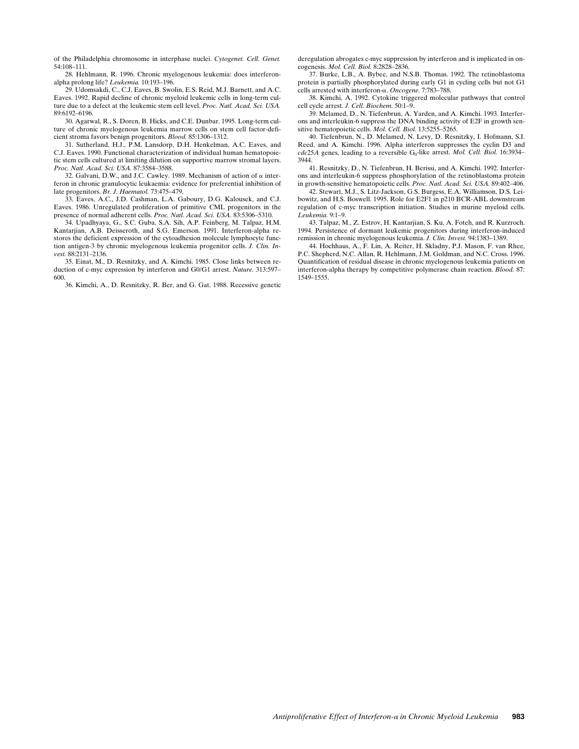of the Philadelphia chromosome in interphase nuclei. *Cytogenet. Cell. Genet.* 54:108–111.

28. Hehlmann, R. 1996. Chronic myelogenous leukemia: does interferon-alpha prolong life? *Leukemia.* 10:193–196.

29. Udomsakdi, C., C.J. Eaves, B. Swolin, E.S. Reid, M.J. Barnett, and A.C. Eaves. 1992. Rapid decline of chronic myeloid leukemic cells in long-term culture due to a defect at the leukemic stem cell level. *Proc. Natl. Acad. Sci. USA.* 89:6192–6196.

30. Agarwal, R., S. Doren, B. Hicks, and C.E. Dunbar. 1995. Long-term culture of chronic myelogenous leukemia marrow cells on stem cell factor-deficient stroma favors benign progenitors. *Blood.* 85:1306–1312.

31. Sutherland, H.J., P.M. Lansdorp, D.H. Henkelman, A.C. Eaves, and C.J. Eaves. 1990. Functional characterization of individual human hematopoietic stem cells cultured at limiting dilution on supportive marrow stromal layers. *Proc. Natl. Acad. Sci. USA.* 87:3584–3588.

32. Galvani, D.W., and J.C. Cawley. 1989. Mechanism of action of α interferon in chronic granulocytic leukaemia: evidence for preferential inhibition of late progenitors. *Br. J. Haematol.* 73:475–479.

33. Eaves, A.C., J.D. Cashman, L.A. Gaboury, D.G. Kalousek, and C.J. Eaves. 1986. Unregulated proliferation of primitive CML progenitors in the presence of normal adherent cells. *Proc. Natl. Acad. Sci. USA.* 83:5306–5310.

34. Upadhyaya, G., S.C. Guba, S.A. Sih, A.P. Feinberg, M. Talpaz, H.M. Kantarjian, A.B. Deisseroth, and S.G. Emerson. 1991. Interferon-alpha restores the deficient expression of the cytoadhesion molecule lymphocyte function antigen-3 by chronic myelogenous leukemia progenitor cells. *J. Clin. Invest.* 88:2131–2136.

35. Einat, M., D. Resnitzky, and A. Kimchi. 1985. Close links between reduction of c-myc expression by interferon and G0/G1 arrest. *Nature.* 313:597–600.

36. Kimchi, A., D. Resnitzky, R. Ber, and G. Gat. 1988. Recessive genetic deregulation abrogates c-myc suppression by interferon and is implicated in oncogenesis. *Mol. Cell. Biol.* 8:2828–2836.

37. Burke, L.B., A. Bybee, and N.S.B. Thomas. 1992. The retinoblastoma protein is partially phosphorylated during early G1 in cycling cells but not G1 cells arrested with interferon-α. *Oncogene.* 7:783–788.

38. Kimchi, A. 1992. Cytokine triggered molecular pathways that control cell cycle arrest. *J. Cell. Biochem.* 50:1–9.

39. Melamed, D., N. Tiefenbrun, A. Yarden, and A. Kimchi. 1993. Interferons and interleukin-6 suppress the DNA binding activity of E2F in growth sensitive hematopoietic cells. *Mol. Cell. Biol.* 13:5255–5265.

40. Tiefenbrun, N., D. Melamed, N. Levy, D. Resnitzky, I. Hofmann, S.I. Reed, and A. Kimchi. 1996. Alpha interferon suppresses the cyclin D3 and *cdc25A* genes, leading to a reversible $G_0$-like arrest. *Mol. Cell. Biol.* 16:3934–3944.

41. Resnitzky, D., N. Tiefenbrun, H. Berissi, and A. Kimchi. 1992. Interferons and interleukin-6 suppress phosphorylation of the retinoblastoma protein in growth-sensitive hematopoietic cells. *Proc. Natl. Acad. Sci. USA.* 89:402–406.

42. Stewart, M.J., S. Litz-Jackson, G.S. Burgess, E.A. Williamson, D.S. Leibowitz, and H.S. Boswell. 1995. Role for E2F1 in p210 BCR-ABL downstream regulation of c-myc transcription initiation. Studies in murine myeloid cells. *Leukemia.* 9:1–9.

43. Talpaz, M., Z. Estrov, H. Kantarjian, S. Ku, A. Foteh, and R. Kurzroch. 1994. Persistence of dormant leukemic progenitors during interferon-induced remission in chronic myelogenous leukemia. *J. Clin. Invest.* 94:1383–1389.

44. Hochhaus, A., F. Lin, A. Reiter, H. Skladny, P.J. Mason, F. van Rhee, P.C. Shepherd, N.C. Allan, R. Hehlmann, J.M. Goldman, and N.C. Cross. 1996. Quantification of residual disease in chronic myelogenous leukemia patients on interferon-alpha therapy by competitive polymerase chain reaction. *Blood.* 87: 1549–1555.